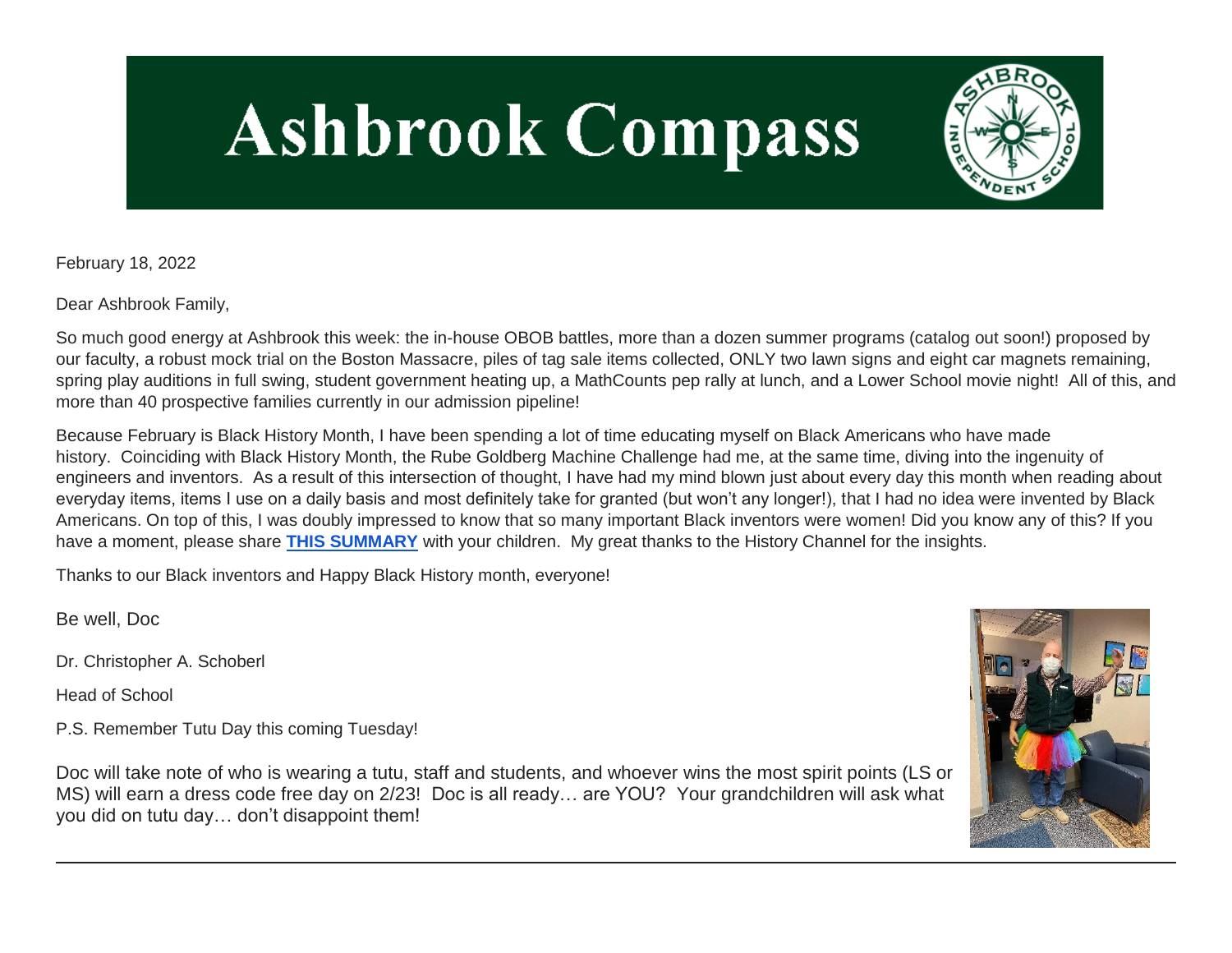# Ashbrook Compass

February 18, 2022

Dear Ashbrook Family,

So much good energy at Ashbrook this week: the in-house OBOB battles, more than a dozen summer programs (catalog out soon!) proposed by our faculty, a robust mock trial on the Boston Massacre, piles of tag sale items collected, ONLY two lawn signs and eight car magnets remaining, spring play auditions in full swing, student government heating up, a MathCounts pep rally at lunch, and a Lower School movie night! All of this, and more than 40 prospective families currently in our admission pipeline!

Because February is Black History Month, I have been spending a lot of time educating myself on Black Americans who have made history. Coinciding with Black History Month, the Rube Goldberg Machine Challenge had me, at the same time, diving into the ingenuity of engineers and inventors. As a result of this intersection of thought, I have had my mind blown just about every day this month when reading about everyday items, items I use on a daily basis and most definitely take for granted (but won't any longer!), that I had no idea were invented by Black Americans. On top of this, I was doubly impressed to know that so many important Black inventors were women! Did you know any of this? If you have a moment, please share **THIS SUMMARY** with your children. My great thanks to the History Channel for the insights.

Thanks to our Black inventors and Happy Black History month, everyone!

Be well, Doc

Dr. Christopher A. Schoberl

Head of School

P.S. Remember Tutu Day this coming Tuesday!

Doc will take note of who is wearing a tutu, staff and students, and whoever wins the most spirit points (LS or MS) will earn a dress code free day on 2/23! Doc is all ready… are YOU? Your grandchildren will ask what you did on tutu day… don't disappoint them!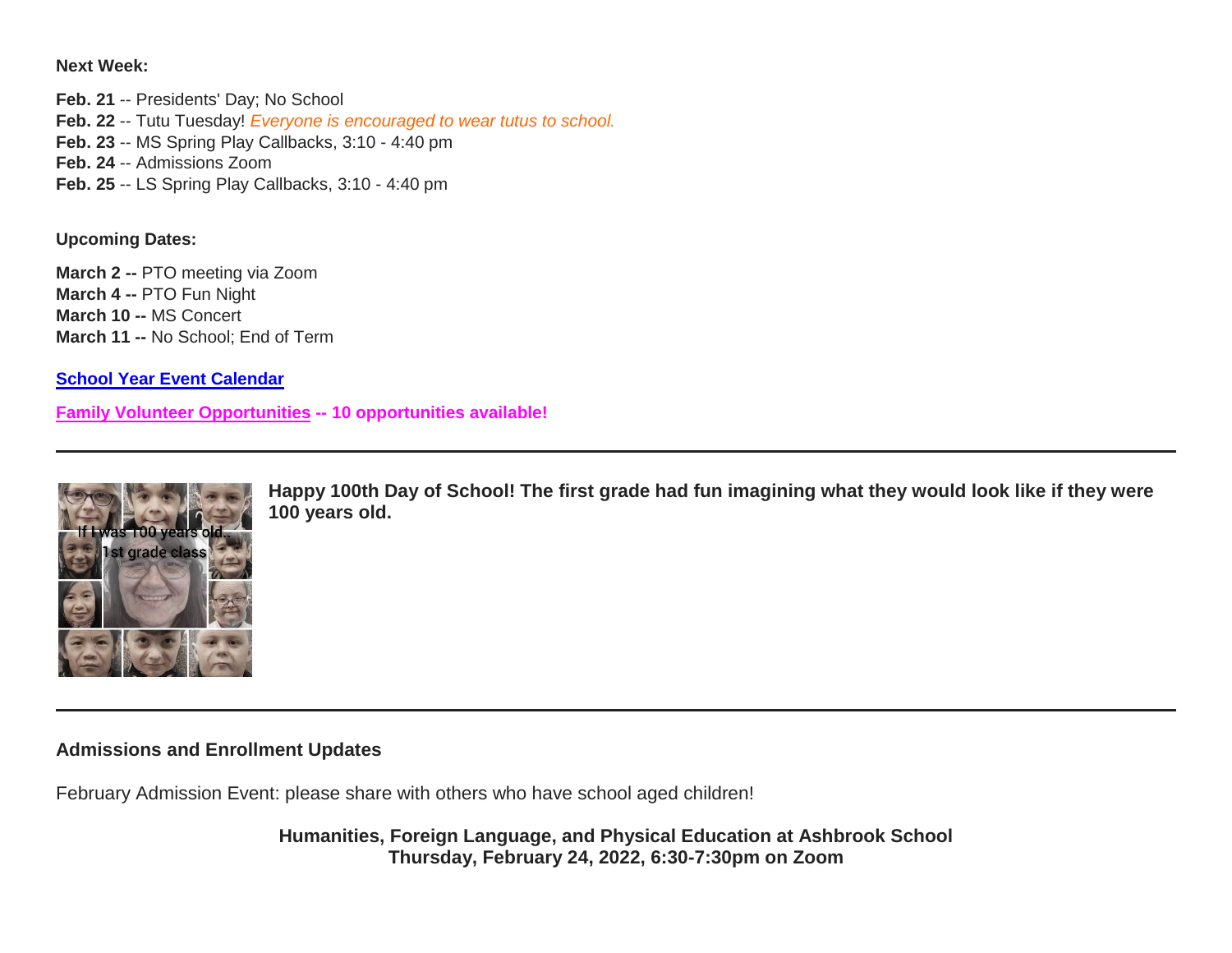**Next Week:**

**Feb. 21** -- Presidents' Day; No School
**Feb. 22** -- Tutu Tuesday! *Everyone is encouraged to wear tutus to school.*
**Feb. 23** -- MS Spring Play Callbacks, 3:10 - 4:40 pm
**Feb. 24** -- Admissions Zoom
**Feb. 25** -- LS Spring Play Callbacks, 3:10 - 4:40 pm

**Upcoming Dates:**

**March 2 --** PTO meeting via Zoom
**March 4 --** PTO Fun Night
**March 10 --** MS Concert
**March 11 --** No School; End of Term

**School Year Event Calendar**

**Family Volunteer Opportunities -- 10 opportunities available!**

---

**Happy 100th Day of School! The first grade had fun imagining what they would look like if they were 100 years old.**

---

**Admissions and Enrollment Updates**

February Admission Event: please share with others who have school aged children!

**Humanities, Foreign Language, and Physical Education at Ashbrook School**
**Thursday, February 24, 2022, 6:30-7:30pm on Zoom**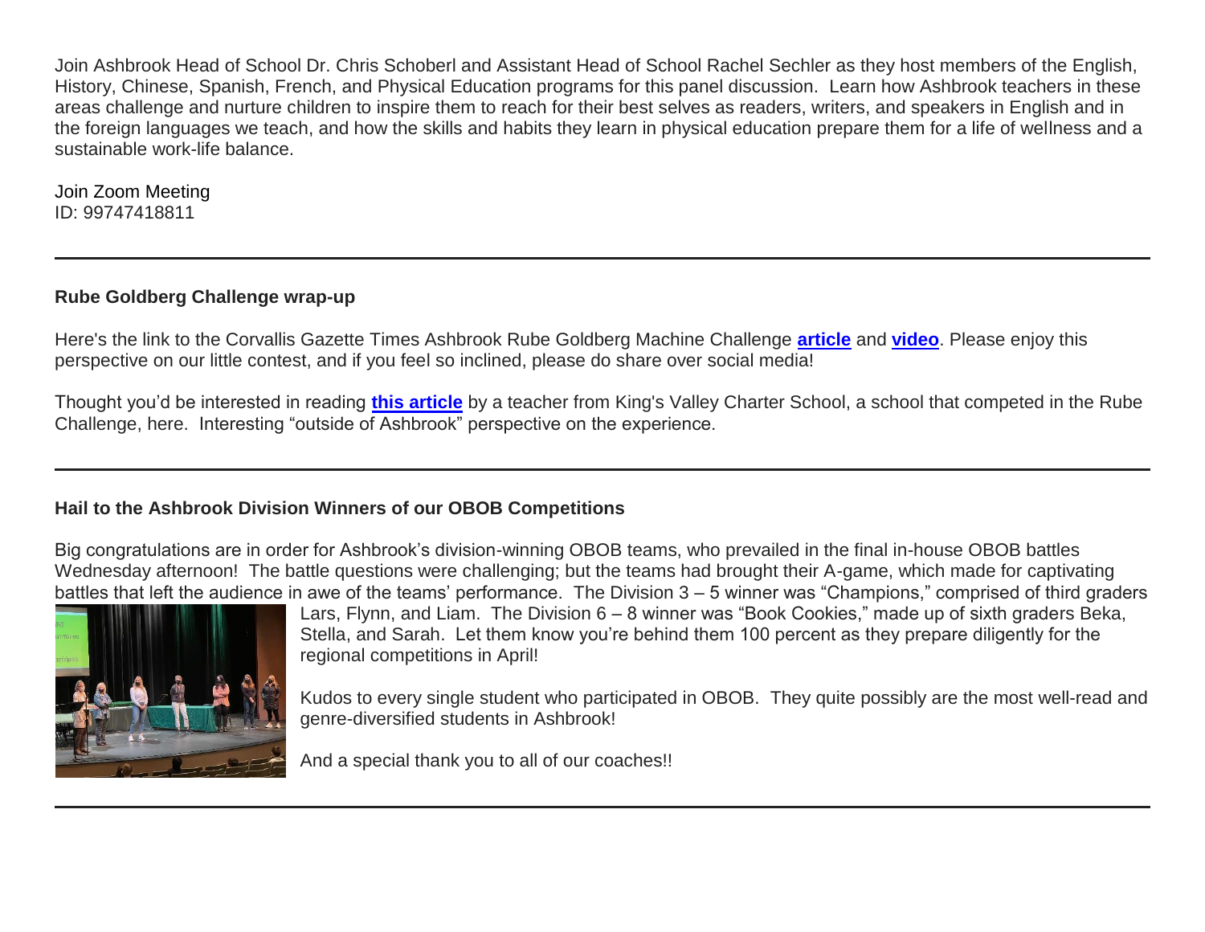Join Ashbrook Head of School Dr. Chris Schoberl and Assistant Head of School Rachel Sechler as they host members of the English, History, Chinese, Spanish, French, and Physical Education programs for this panel discussion. Learn how Ashbrook teachers in these areas challenge and nurture children to inspire them to reach for their best selves as readers, writers, and speakers in English and in the foreign languages we teach, and how the skills and habits they learn in physical education prepare them for a life of wellness and a sustainable work-life balance.

Join Zoom Meeting
ID: 99747418811

---

**Rube Goldberg Challenge wrap-up**

Here's the link to the Corvallis Gazette Times Ashbrook Rube Goldberg Machine Challenge **article** and **video**. Please enjoy this perspective on our little contest, and if you feel so inclined, please do share over social media!

Thought you'd be interested in reading **this article** by a teacher from King's Valley Charter School, a school that competed in the Rube Challenge, here. Interesting "outside of Ashbrook" perspective on the experience.

---

**Hail to the Ashbrook Division Winners of our OBOB Competitions**

Big congratulations are in order for Ashbrook's division-winning OBOB teams, who prevailed in the final in-house OBOB battles Wednesday afternoon! The battle questions were challenging; but the teams had brought their A-game, which made for captivating battles that left the audience in awe of the teams' performance. The Division 3 – 5 winner was "Champions," comprised of third graders Lars, Flynn, and Liam. The Division 6 – 8 winner was "Book Cookies," made up of sixth graders Beka, Stella, and Sarah. Let them know you're behind them 100 percent as they prepare diligently for the regional competitions in April!

Kudos to every single student who participated in OBOB. They quite possibly are the most well-read and genre-diversified students in Ashbrook!

And a special thank you to all of our coaches!!

---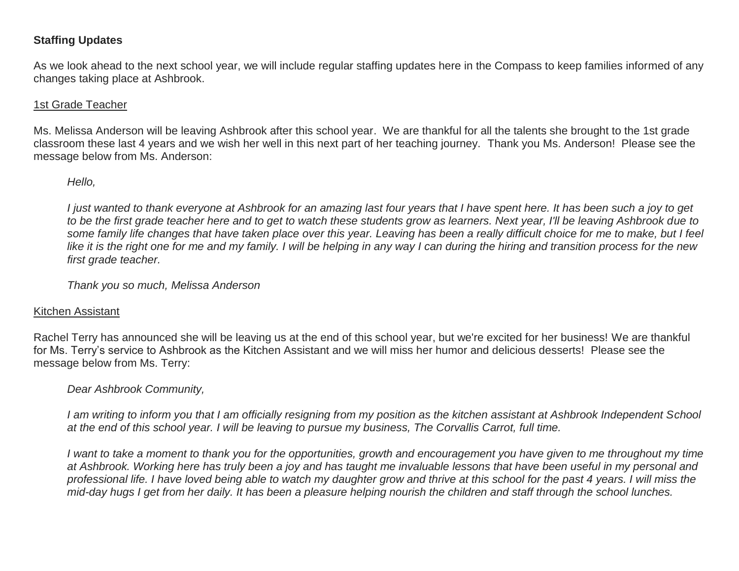**Staffing Updates**

As we look ahead to the next school year, we will include regular staffing updates here in the Compass to keep families informed of any changes taking place at Ashbrook.

1st Grade Teacher

Ms. Melissa Anderson will be leaving Ashbrook after this school year. We are thankful for all the talents she brought to the 1st grade classroom these last 4 years and we wish her well in this next part of her teaching journey. Thank you Ms. Anderson! Please see the message below from Ms. Anderson:

> *Hello,*
>
> *I just wanted to thank everyone at Ashbrook for an amazing last four years that I have spent here. It has been such a joy to get to be the first grade teacher here and to get to watch these students grow as learners. Next year, I'll be leaving Ashbrook due to some family life changes that have taken place over this year. Leaving has been a really difficult choice for me to make, but I feel like it is the right one for me and my family. I will be helping in any way I can during the hiring and transition process for the new first grade teacher.*
>
> *Thank you so much, Melissa Anderson*

Kitchen Assistant

Rachel Terry has announced she will be leaving us at the end of this school year, but we're excited for her business! We are thankful for Ms. Terry's service to Ashbrook as the Kitchen Assistant and we will miss her humor and delicious desserts! Please see the message below from Ms. Terry:

> *Dear Ashbrook Community,*
>
> *I am writing to inform you that I am officially resigning from my position as the kitchen assistant at Ashbrook Independent School at the end of this school year. I will be leaving to pursue my business, The Corvallis Carrot, full time.*
>
> *I want to take a moment to thank you for the opportunities, growth and encouragement you have given to me throughout my time at Ashbrook. Working here has truly been a joy and has taught me invaluable lessons that have been useful in my personal and professional life. I have loved being able to watch my daughter grow and thrive at this school for the past 4 years. I will miss the mid-day hugs I get from her daily. It has been a pleasure helping nourish the children and staff through the school lunches.*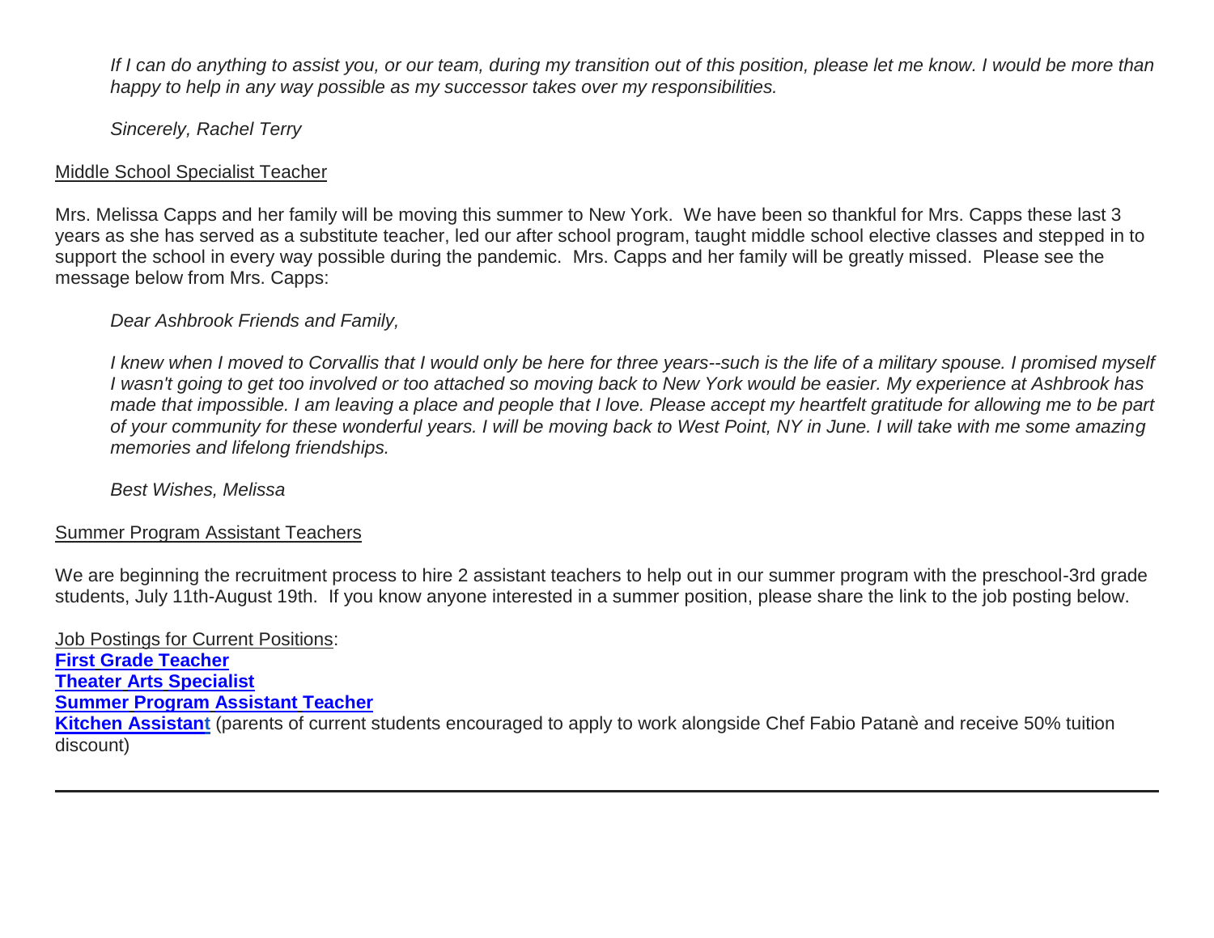*If I can do anything to assist you, or our team, during my transition out of this position, please let me know. I would be more than happy to help in any way possible as my successor takes over my responsibilities.*

*Sincerely, Rachel Terry*

Middle School Specialist Teacher

Mrs. Melissa Capps and her family will be moving this summer to New York. We have been so thankful for Mrs. Capps these last 3 years as she has served as a substitute teacher, led our after school program, taught middle school elective classes and stepped in to support the school in every way possible during the pandemic. Mrs. Capps and her family will be greatly missed. Please see the message below from Mrs. Capps:

*Dear Ashbrook Friends and Family,*

*I knew when I moved to Corvallis that I would only be here for three years--such is the life of a military spouse. I promised myself I wasn't going to get too involved or too attached so moving back to New York would be easier. My experience at Ashbrook has made that impossible. I am leaving a place and people that I love. Please accept my heartfelt gratitude for allowing me to be part of your community for these wonderful years. I will be moving back to West Point, NY in June. I will take with me some amazing memories and lifelong friendships.*

*Best Wishes, Melissa*

Summer Program Assistant Teachers

We are beginning the recruitment process to hire 2 assistant teachers to help out in our summer program with the preschool-3rd grade students, July 11th-August 19th. If you know anyone interested in a summer position, please share the link to the job posting below.

Job Postings for Current Positions:
**First Grade Teacher**
**Theater Arts Specialist**
**Summer Program Assistant Teacher**
**Kitchen Assistant** (parents of current students encouraged to apply to work alongside Chef Fabio Patanè and receive 50% tuition discount)

---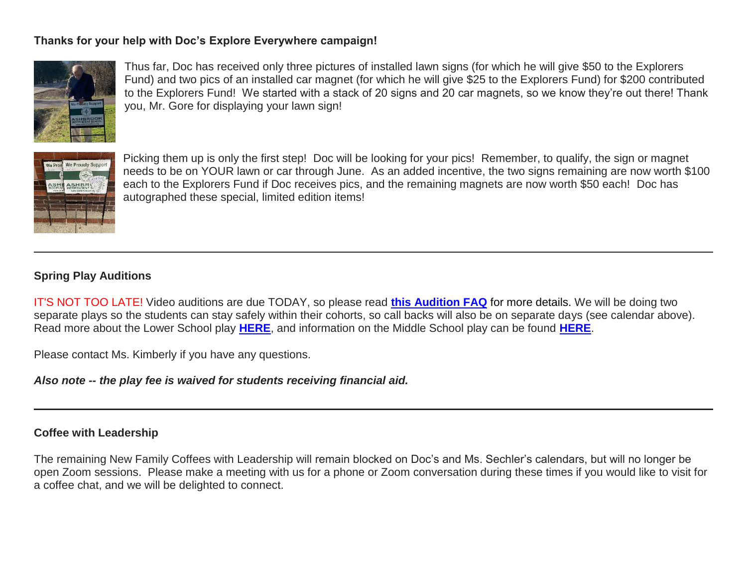**Thanks for your help with Doc's Explore Everywhere campaign!**

Thus far, Doc has received only three pictures of installed lawn signs (for which he will give $50 to the Explorers Fund) and two pics of an installed car magnet (for which he will give $25 to the Explorers Fund) for $200 contributed to the Explorers Fund! We started with a stack of 20 signs and 20 car magnets, so we know they're out there! Thank you, Mr. Gore for displaying your lawn sign!

Picking them up is only the first step! Doc will be looking for your pics! Remember, to qualify, the sign or magnet needs to be on YOUR lawn or car through June. As an added incentive, the two signs remaining are now worth $100 each to the Explorers Fund if Doc receives pics, and the remaining magnets are now worth $50 each! Doc has autographed these special, limited edition items!

---

**Spring Play Auditions**

IT'S NOT TOO LATE! Video auditions are due TODAY, so please read **this Audition FAQ** for more details. We will be doing two separate plays so the students can stay safely within their cohorts, so call backs will also be on separate days (see calendar above). Read more about the Lower School play **HERE**, and information on the Middle School play can be found **HERE**.

Please contact Ms. Kimberly if you have any questions.

***Also note -- the play fee is waived for students receiving financial aid.***

---

**Coffee with Leadership**

The remaining New Family Coffees with Leadership will remain blocked on Doc's and Ms. Sechler's calendars, but will no longer be open Zoom sessions. Please make a meeting with us for a phone or Zoom conversation during these times if you would like to visit for a coffee chat, and we will be delighted to connect.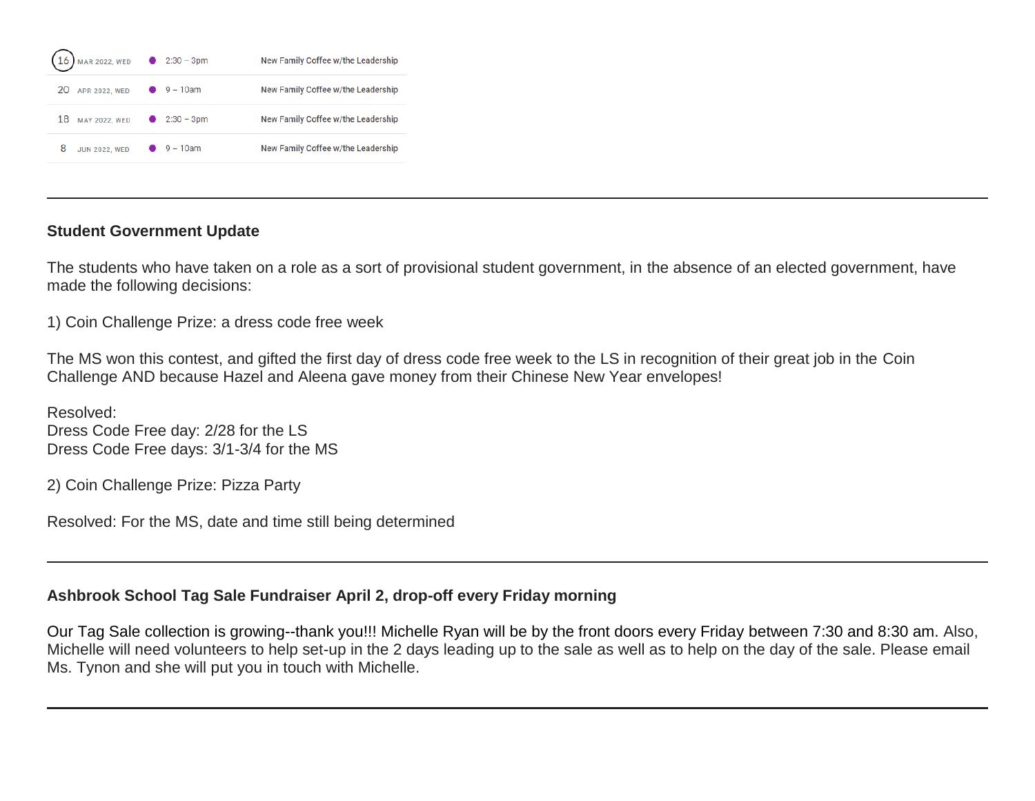| Date | | Time | Event |
|---|---|---|---|
| 16 | MAR 2022, WED | 2:30 – 3pm | New Family Coffee w/the Leadership |
| 20 | APR 2022, WED | 9 – 10am | New Family Coffee w/the Leadership |
| 18 | MAY 2022, WED | 2:30 – 3pm | New Family Coffee w/the Leadership |
| 8 | JUN 2022, WED | 9 – 10am | New Family Coffee w/the Leadership |

---

**Student Government Update**

The students who have taken on a role as a sort of provisional student government, in the absence of an elected government, have made the following decisions:

1) Coin Challenge Prize: a dress code free week

The MS won this contest, and gifted the first day of dress code free week to the LS in recognition of their great job in the Coin Challenge AND because Hazel and Aleena gave money from their Chinese New Year envelopes!

Resolved:
Dress Code Free day: 2/28 for the LS
Dress Code Free days: 3/1-3/4 for the MS

2) Coin Challenge Prize: Pizza Party

Resolved: For the MS, date and time still being determined

---

**Ashbrook School Tag Sale Fundraiser April 2, drop-off every Friday morning**

Our Tag Sale collection is growing--thank you!!! Michelle Ryan will be by the front doors every Friday between 7:30 and 8:30 am. Also, Michelle will need volunteers to help set-up in the 2 days leading up to the sale as well as to help on the day of the sale. Please email Ms. Tynon and she will put you in touch with Michelle.

---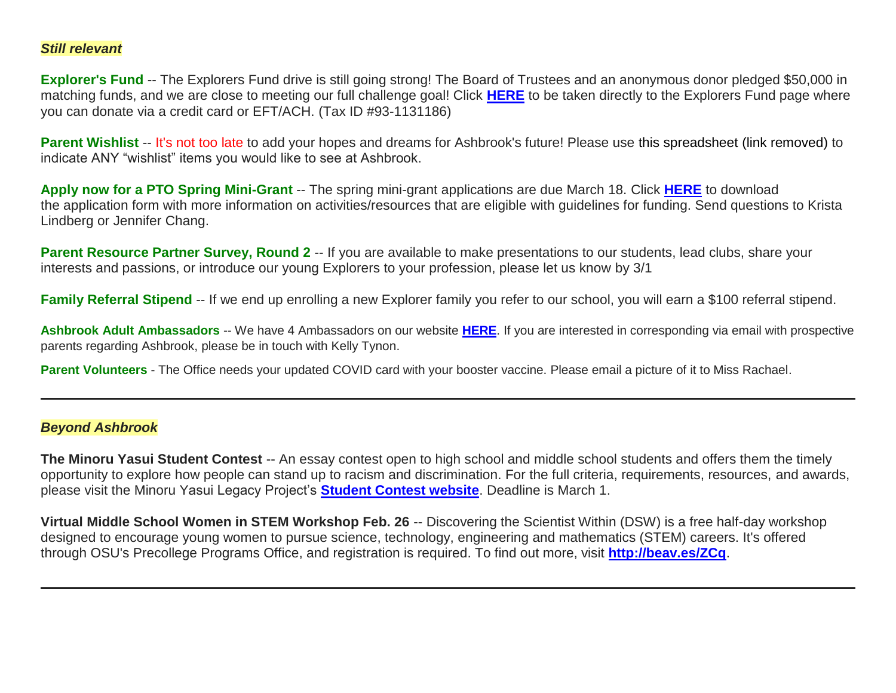***Still relevant***

**Explorer's Fund** -- The Explorers Fund drive is still going strong! The Board of Trustees and an anonymous donor pledged $50,000 in matching funds, and we are close to meeting our full challenge goal! Click **HERE** to be taken directly to the Explorers Fund page where you can donate via a credit card or EFT/ACH. (Tax ID #93-1131186)

**Parent Wishlist** -- It's not too late to add your hopes and dreams for Ashbrook's future! Please use this spreadsheet (link removed) to indicate ANY "wishlist" items you would like to see at Ashbrook.

**Apply now for a PTO Spring Mini-Grant** -- The spring mini-grant applications are due March 18. Click **HERE** to download the application form with more information on activities/resources that are eligible with guidelines for funding. Send questions to Krista Lindberg or Jennifer Chang.

**Parent Resource Partner Survey, Round 2** -- If you are available to make presentations to our students, lead clubs, share your interests and passions, or introduce our young Explorers to your profession, please let us know by 3/1

**Family Referral Stipend** -- If we end up enrolling a new Explorer family you refer to our school, you will earn a $100 referral stipend.

**Ashbrook Adult Ambassadors** -- We have 4 Ambassadors on our website **HERE**. If you are interested in corresponding via email with prospective parents regarding Ashbrook, please be in touch with Kelly Tynon.

**Parent Volunteers** - The Office needs your updated COVID card with your booster vaccine. Please email a picture of it to Miss Rachael.

---

***Beyond Ashbrook***

**The Minoru Yasui Student Contest** -- An essay contest open to high school and middle school students and offers them the timely opportunity to explore how people can stand up to racism and discrimination. For the full criteria, requirements, resources, and awards, please visit the Minoru Yasui Legacy Project's **Student Contest website**. Deadline is March 1.

**Virtual Middle School Women in STEM Workshop Feb. 26** -- Discovering the Scientist Within (DSW) is a free half-day workshop designed to encourage young women to pursue science, technology, engineering and mathematics (STEM) careers. It's offered through OSU's Precollege Programs Office, and registration is required. To find out more, visit **http://beav.es/ZCq**.

---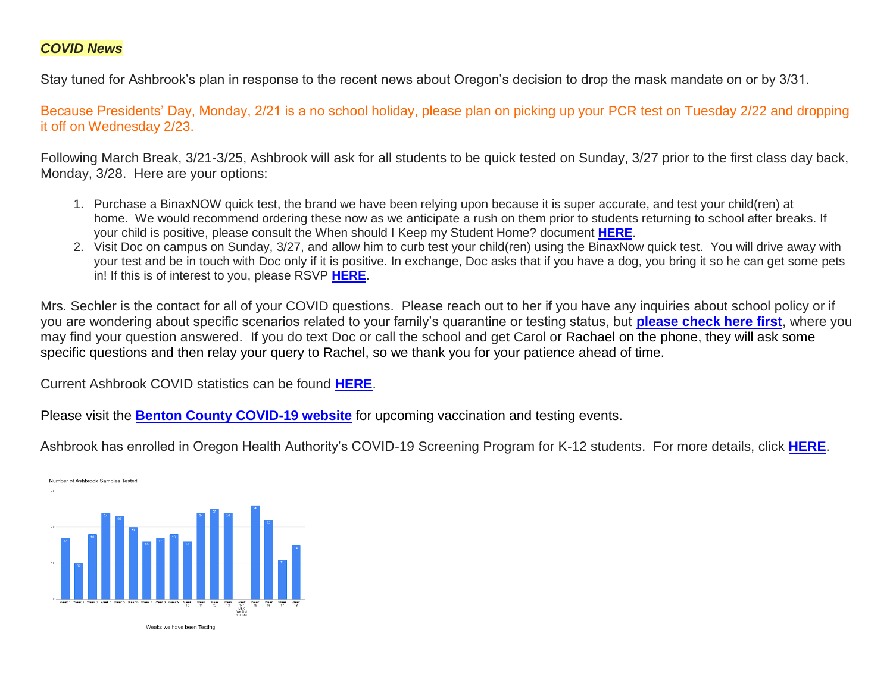***COVID News***

Stay tuned for Ashbrook's plan in response to the recent news about Oregon's decision to drop the mask mandate on or by 3/31.

Because Presidents' Day, Monday, 2/21 is a no school holiday, please plan on picking up your PCR test on Tuesday 2/22 and dropping it off on Wednesday 2/23.

Following March Break, 3/21-3/25, Ashbrook will ask for all students to be quick tested on Sunday, 3/27 prior to the first class day back, Monday, 3/28. Here are your options:

1. Purchase a BinaxNOW quick test, the brand we have been relying upon because it is super accurate, and test your child(ren) at home. We would recommend ordering these now as we anticipate a rush on them prior to students returning to school after breaks. If your child is positive, please consult the When should I Keep my Student Home? document **HERE**.
2. Visit Doc on campus on Sunday, 3/27, and allow him to curb test your child(ren) using the BinaxNow quick test. You will drive away with your test and be in touch with Doc only if it is positive. In exchange, Doc asks that if you have a dog, you bring it so he can get some pets in! If this is of interest to you, please RSVP **HERE**.

Mrs. Sechler is the contact for all of your COVID questions. Please reach out to her if you have any inquiries about school policy or if you are wondering about specific scenarios related to your family's quarantine or testing status, but **please check here first**, where you may find your question answered. If you do text Doc or call the school and get Carol or Rachael on the phone, they will ask some specific questions and then relay your query to Rachel, so we thank you for your patience ahead of time.

Current Ashbrook COVID statistics can be found **HERE**.

Please visit the **Benton County COVID-19 website** for upcoming vaccination and testing events.

Ashbrook has enrolled in Oregon Health Authority's COVID-19 Screening Program for K-12 students. For more details, click **HERE**.

Number of Ashbrook Samples Tested

30
20
10
0

17 10 18 24 23 20 16 17 18 16 24 25 24 26 22 11 15

Week 1, Week 2, Week 3, Week 4, Week 5, Week 6, Week 7, Week 8, Week 9, Week 10, Week 11, Week 12, Week 13, Week 14* MLK We Did Not Test, Week 15, Week 16, Week 17, Week 18

Weeks we have been Testing